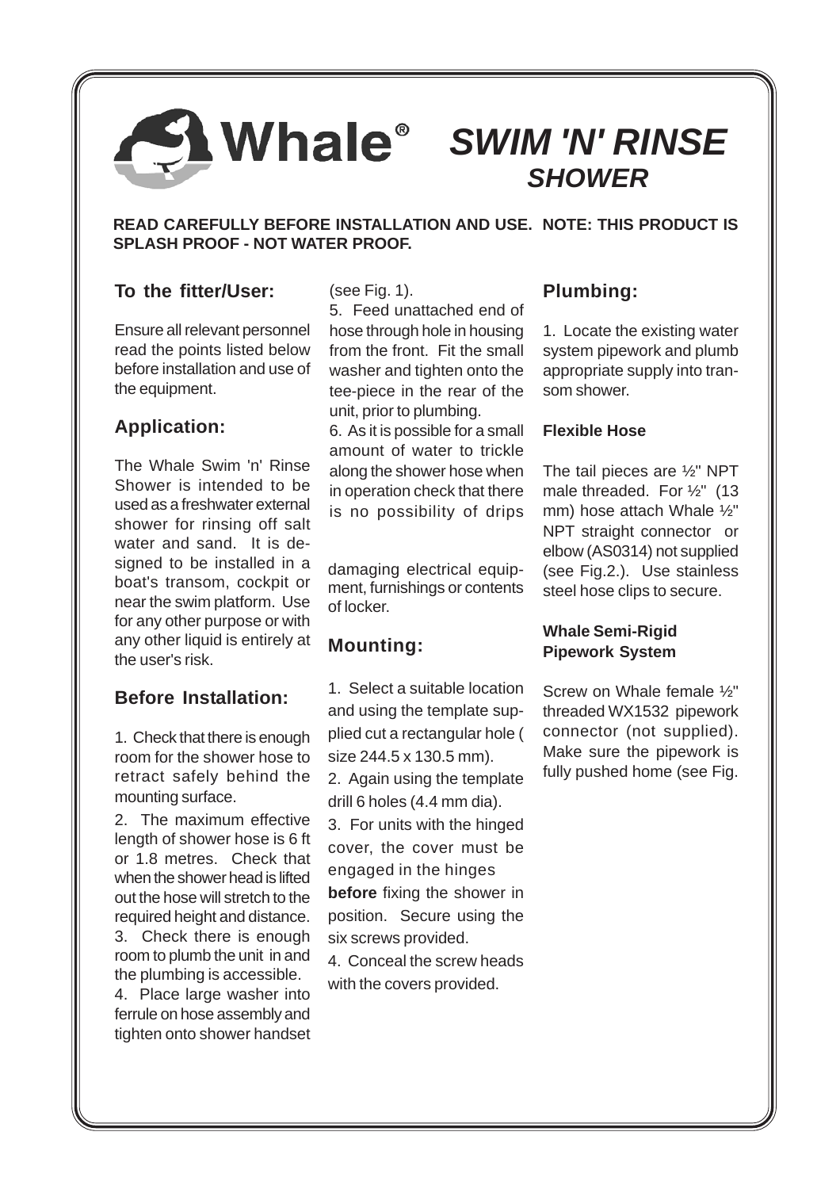# Whale® SWIM 'N' RINSE SHOWER

**READ CAREFULLY BEFORE INSTALLATION AND USE. NOTE: THIS PRODUCT IS SPLASH PROOF - NOT WATER PROOF.**

## To the fitter/User:

Ensure all relevant personnel read the points listed below before installation and use of the equipment.

## Application:

The Whale Swim 'n' Rinse Shower is intended to be used as a freshwater external shower for rinsing off salt water and sand. It is designed to be installed in a boat's transom, cockpit or near the swim platform. Use for any other purpose or with any other liquid is entirely at the user's risk.

## Before Installation:

1. Check that there is enough room for the shower hose to retract safely behind the mounting surface.
2. The maximum effective length of shower hose is 6 ft or 1.8 metres. Check that when the shower head is lifted out the hose will stretch to the required height and distance.
3. Check there is enough room to plumb the unit in and the plumbing is accessible.
4. Place large washer into ferrule on hose assembly and tighten onto shower handset (see Fig. 1).
5. Feed unattached end of hose through hole in housing from the front. Fit the small washer and tighten onto the tee-piece in the rear of the unit, prior to plumbing.
6. As it is possible for a small amount of water to trickle along the shower hose when in operation check that there is no possibility of drips damaging electrical equipment, furnishings or contents of locker.

## Mounting:

1. Select a suitable location and using the template supplied cut a rectangular hole ( size 244.5 x 130.5 mm).
2. Again using the template drill 6 holes (4.4 mm dia).
3. For units with the hinged cover, the cover must be engaged in the hinges **before** fixing the shower in position. Secure using the six screws provided.
4. Conceal the screw heads with the covers provided.

## Plumbing:

1. Locate the existing water system pipework and plumb appropriate supply into transom shower.

### Flexible Hose

The tail pieces are ½" NPT male threaded. For ½" (13 mm) hose attach Whale ½" NPT straight connector or elbow (AS0314) not supplied (see Fig.2.). Use stainless steel hose clips to secure.

### Whale Semi-Rigid Pipework System

Screw on Whale female ½" threaded WX1532 pipework connector (not supplied). Make sure the pipework is fully pushed home (see Fig.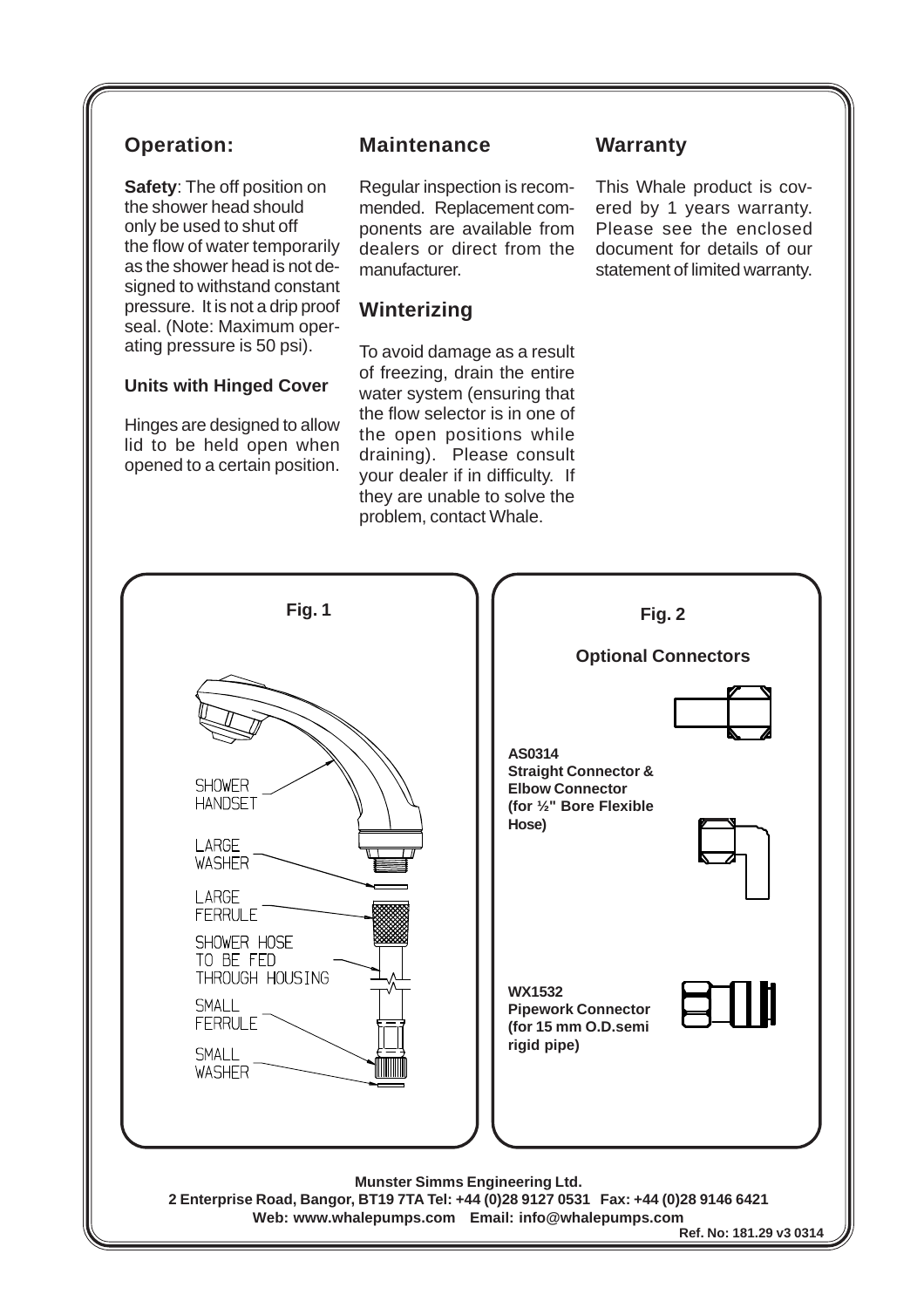## Operation:

**Safety**: The off position on the shower head should only be used to shut off the flow of water temporarily as the shower head is not designed to withstand constant pressure. It is not a drip proof seal. (Note: Maximum operating pressure is 50 psi).

**Units with Hinged Cover**

Hinges are designed to allow lid to be held open when opened to a certain position.

## Maintenance

Regular inspection is recommended. Replacement components are available from dealers or direct from the manufacturer.

## Winterizing

To avoid damage as a result of freezing, drain the entire water system (ensuring that the flow selector is in one of the open positions while draining). Please consult your dealer if in difficulty. If they are unable to solve the problem, contact Whale.

## Warranty

This Whale product is covered by 1 years warranty. Please see the enclosed document for details of our statement of limited warranty.

**Fig. 1**

SHOWER HANDSET

LARGE WASHER

LARGE FERRULE

SHOWER HOSE TO BE FED THROUGH HOUSING

SMALL FERRULE

SMALL WASHER

**Fig. 2**

**Optional Connectors**

**AS0314**
**Straight Connector & Elbow Connector (for ½" Bore Flexible Hose)**

**WX1532**
**Pipework Connector (for 15 mm O.D.semi rigid pipe)**

**Munster Simms Engineering Ltd.**
**2 Enterprise Road, Bangor, BT19 7TA Tel: +44 (0)28 9127 0531 Fax: +44 (0)28 9146 6421**
**Web: www.whalepumps.com Email: info@whalepumps.com**

**Ref. No: 181.29 v3 0314**